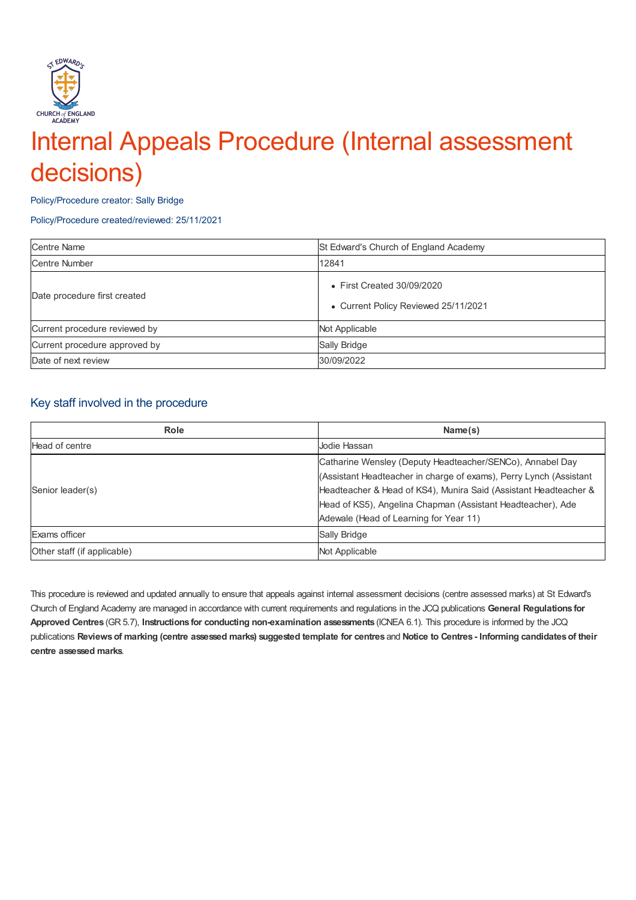# Internal Appeals Procedure (Internal assessment decisions)

Policy/Procedure creator: Sally Bridge

Policy/Procedure created/reviewed: 25/11/2021

| Centre Name | St Edward's Church of England Academy |
| --- | --- |
| Centre Number | 12841 |
| Date procedure first created | • First Created 30/09/2020<br>• Current Policy Reviewed 25/11/2021 |
| Current procedure reviewed by | Not Applicable |
| Current procedure approved by | Sally Bridge |
| Date of next review | 30/09/2022 |

## Key staff involved in the procedure

| Role | Name(s) |
| --- | --- |
| Head of centre | Jodie Hassan |
| Senior leader(s) | Catharine Wensley (Deputy Headteacher/SENCo), Annabel Day (Assistant Headteacher in charge of exams), Perry Lynch (Assistant Headteacher & Head of KS4), Munira Said (Assistant Headteacher & Head of KS5), Angelina Chapman (Assistant Headteacher), Ade Adewale (Head of Learning for Year 11) |
| Exams officer | Sally Bridge |
| Other staff (if applicable) | Not Applicable |

This procedure is reviewed and updated annually to ensure that appeals against internal assessment decisions (centre assessed marks) at St Edward's Church of England Academy are managed in accordance with current requirements and regulations in the JCQ publications **General Regulations for Approved Centres** (GR 5.7), **Instructions for conducting non-examination assessments** (ICNEA 6.1). This procedure is informed by the JCQ publications **Reviews of marking (centre assessed marks) suggested template for centres** and **Notice to Centres - Informing candidates of their centre assessed marks**.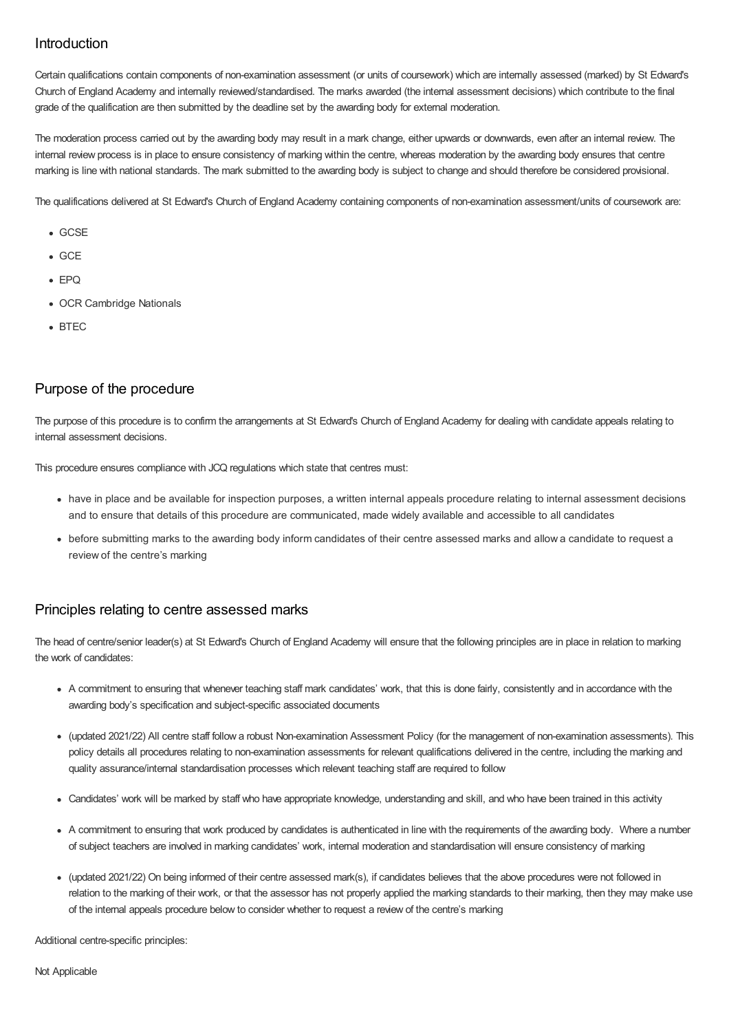## Introduction

Certain qualifications contain components of non-examination assessment (or units of coursework) which are internally assessed (marked) by St Edward's Church of England Academy and internally reviewed/standardised. The marks awarded (the internal assessment decisions) which contribute to the final grade of the qualification are then submitted by the deadline set by the awarding body for external moderation.

The moderation process carried out by the awarding body may result in a mark change, either upwards or downwards, even after an internal review. The internal review process is in place to ensure consistency of marking within the centre, whereas moderation by the awarding body ensures that centre marking is line with national standards. The mark submitted to the awarding body is subject to change and should therefore be considered provisional.

The qualifications delivered at St Edward's Church of England Academy containing components of non-examination assessment/units of coursework are:

- GCSE
- GCE
- EPQ
- OCR Cambridge Nationals
- BTEC

## Purpose of the procedure

The purpose of this procedure is to confirm the arrangements at St Edward's Church of England Academy for dealing with candidate appeals relating to internal assessment decisions.

This procedure ensures compliance with JCQ regulations which state that centres must:

- have in place and be available for inspection purposes, a written internal appeals procedure relating to internal assessment decisions and to ensure that details of this procedure are communicated, made widely available and accessible to all candidates
- before submitting marks to the awarding body inform candidates of their centre assessed marks and allow a candidate to request a review of the centre's marking

## Principles relating to centre assessed marks

The head of centre/senior leader(s) at St Edward's Church of England Academy will ensure that the following principles are in place in relation to marking the work of candidates:

- A commitment to ensuring that whenever teaching staff mark candidates' work, that this is done fairly, consistently and in accordance with the awarding body's specification and subject-specific associated documents
- (updated 2021/22) All centre staff follow a robust Non-examination Assessment Policy (for the management of non-examination assessments). This policy details all procedures relating to non-examination assessments for relevant qualifications delivered in the centre, including the marking and quality assurance/internal standardisation processes which relevant teaching staff are required to follow
- Candidates' work will be marked by staff who have appropriate knowledge, understanding and skill, and who have been trained in this activity
- A commitment to ensuring that work produced by candidates is authenticated in line with the requirements of the awarding body. Where a number of subject teachers are involved in marking candidates' work, internal moderation and standardisation will ensure consistency of marking
- (updated 2021/22) On being informed of their centre assessed mark(s), if candidates believes that the above procedures were not followed in relation to the marking of their work, or that the assessor has not properly applied the marking standards to their marking, then they may make use of the internal appeals procedure below to consider whether to request a review of the centre's marking

Additional centre-specific principles:

Not Applicable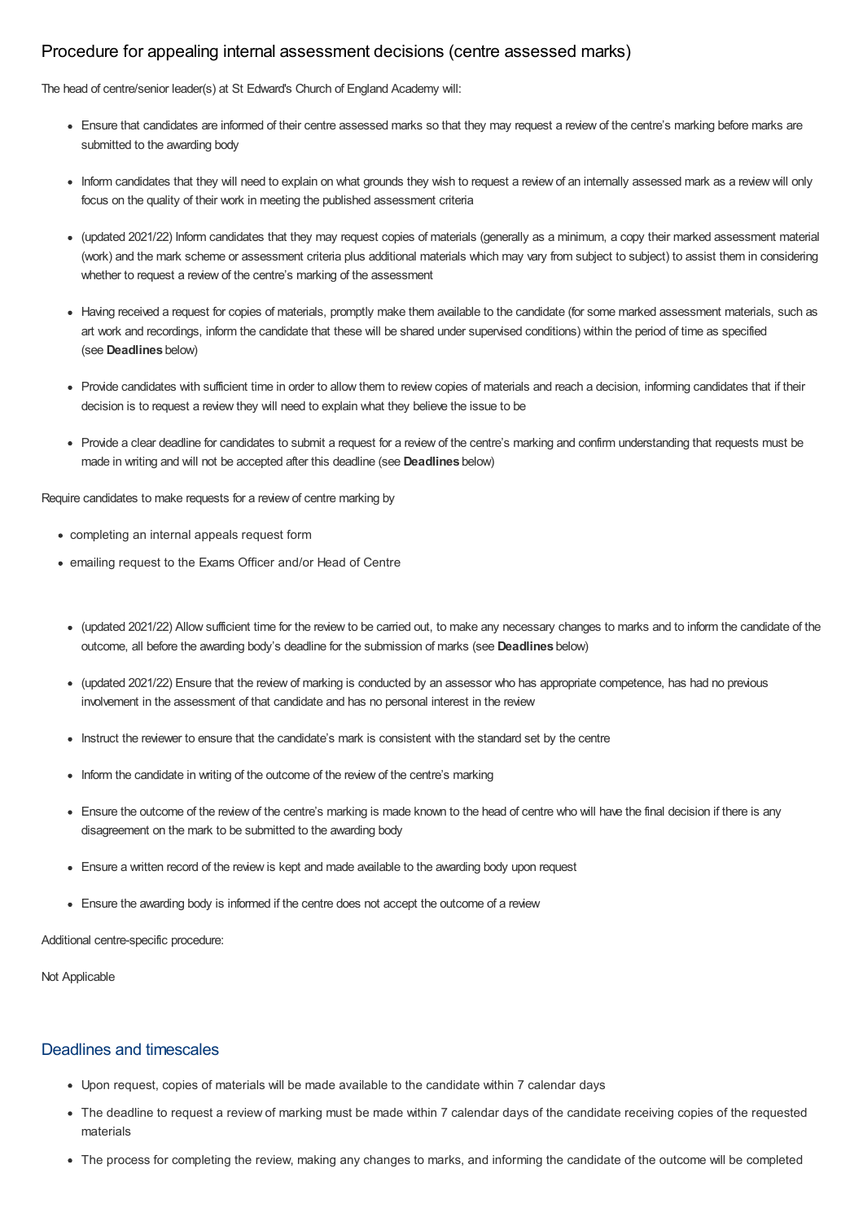## Procedure for appealing internal assessment decisions (centre assessed marks)

The head of centre/senior leader(s) at St Edward's Church of England Academy will:

- Ensure that candidates are informed of their centre assessed marks so that they may request a review of the centre's marking before marks are submitted to the awarding body
- Inform candidates that they will need to explain on what grounds they wish to request a review of an internally assessed mark as a review will only focus on the quality of their work in meeting the published assessment criteria
- (updated 2021/22) Inform candidates that they may request copies of materials (generally as a minimum, a copy their marked assessment material (work) and the mark scheme or assessment criteria plus additional materials which may vary from subject to subject) to assist them in considering whether to request a review of the centre's marking of the assessment
- Having received a request for copies of materials, promptly make them available to the candidate (for some marked assessment materials, such as art work and recordings, inform the candidate that these will be shared under supervised conditions) within the period of time as specified (see **Deadlines** below)
- Provide candidates with sufficient time in order to allow them to review copies of materials and reach a decision, informing candidates that if their decision is to request a review they will need to explain what they believe the issue to be
- Provide a clear deadline for candidates to submit a request for a review of the centre's marking and confirm understanding that requests must be made in writing and will not be accepted after this deadline (see **Deadlines** below)

Require candidates to make requests for a review of centre marking by

- completing an internal appeals request form
- emailing request to the Exams Officer and/or Head of Centre

- (updated 2021/22) Allow sufficient time for the review to be carried out, to make any necessary changes to marks and to inform the candidate of the outcome, all before the awarding body's deadline for the submission of marks (see **Deadlines** below)
- (updated 2021/22) Ensure that the review of marking is conducted by an assessor who has appropriate competence, has had no previous involvement in the assessment of that candidate and has no personal interest in the review
- Instruct the reviewer to ensure that the candidate's mark is consistent with the standard set by the centre
- Inform the candidate in writing of the outcome of the review of the centre's marking
- Ensure the outcome of the review of the centre's marking is made known to the head of centre who will have the final decision if there is any disagreement on the mark to be submitted to the awarding body
- Ensure a written record of the review is kept and made available to the awarding body upon request
- Ensure the awarding body is informed if the centre does not accept the outcome of a review

Additional centre-specific procedure:

Not Applicable

## Deadlines and timescales

- Upon request, copies of materials will be made available to the candidate within 7 calendar days
- The deadline to request a review of marking must be made within 7 calendar days of the candidate receiving copies of the requested materials
- The process for completing the review, making any changes to marks, and informing the candidate of the outcome will be completed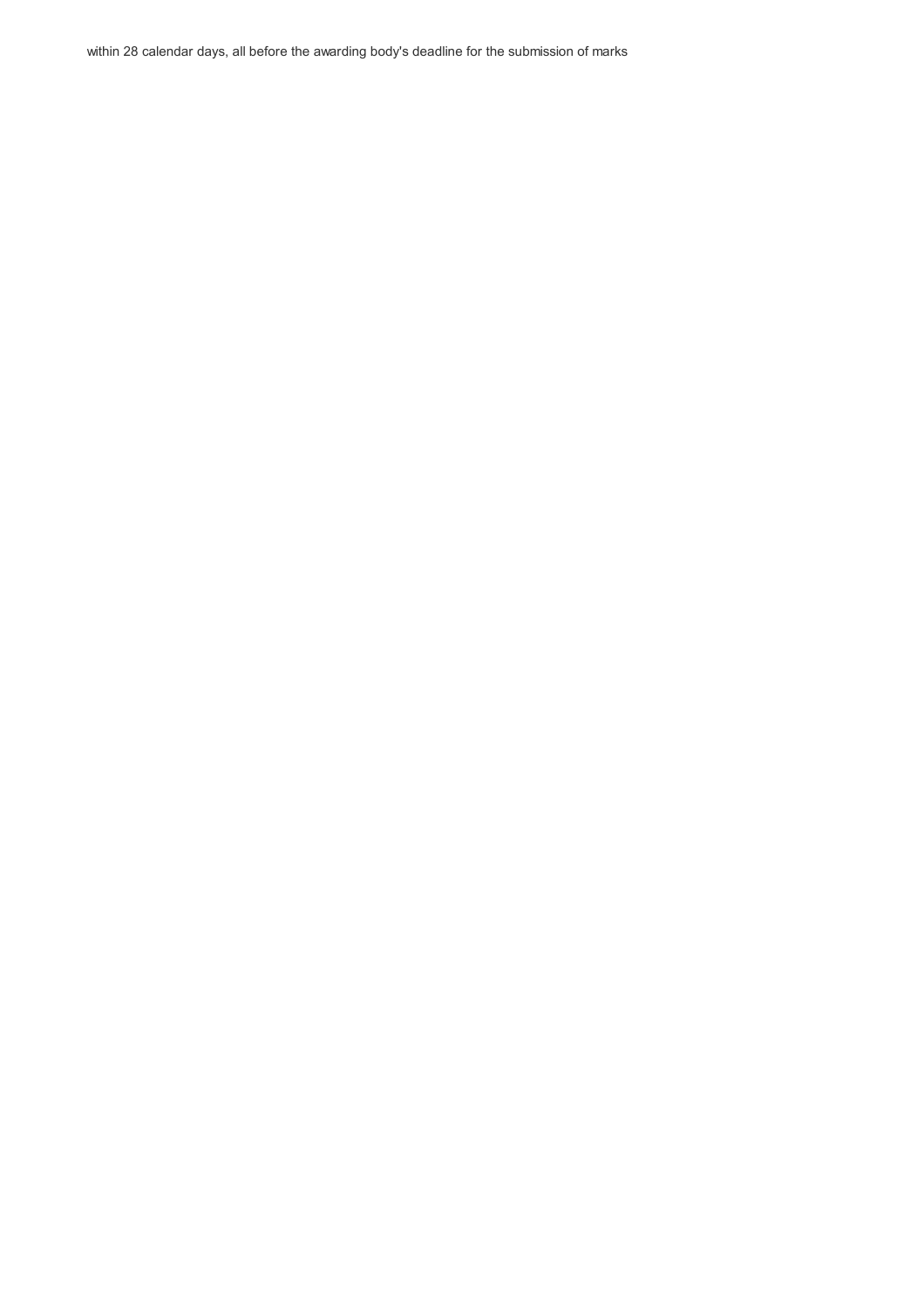within 28 calendar days, all before the awarding body's deadline for the submission of marks